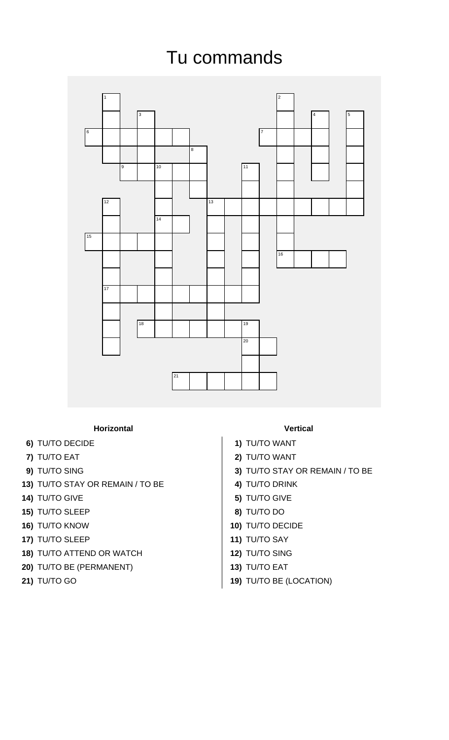# Tu commands

**Horizontal**

- **6)** TU/TO DECIDE
- **7)** TU/TO EAT
- **9)** TU/TO SING
- **13)** TU/TO STAY OR REMAIN / TO BE
- **14)** TU/TO GIVE
- **15)** TU/TO SLEEP
- **16)** TU/TO KNOW
- **17)** TU/TO SLEEP
- **18)** TU/TO ATTEND OR WATCH
- **20)** TU/TO BE (PERMANENT)
- **21)** TU/TO GO

**Vertical**

- **1)** TU/TO WANT
- **2)** TU/TO WANT
- **3)** TU/TO STAY OR REMAIN / TO BE
- **4)** TU/TO DRINK
- **5)** TU/TO GIVE
- **8)** TU/TO DO
- **10)** TU/TO DECIDE
- **11)** TU/TO SAY
- **12)** TU/TO SING
- **13)** TU/TO EAT
- **19)** TU/TO BE (LOCATION)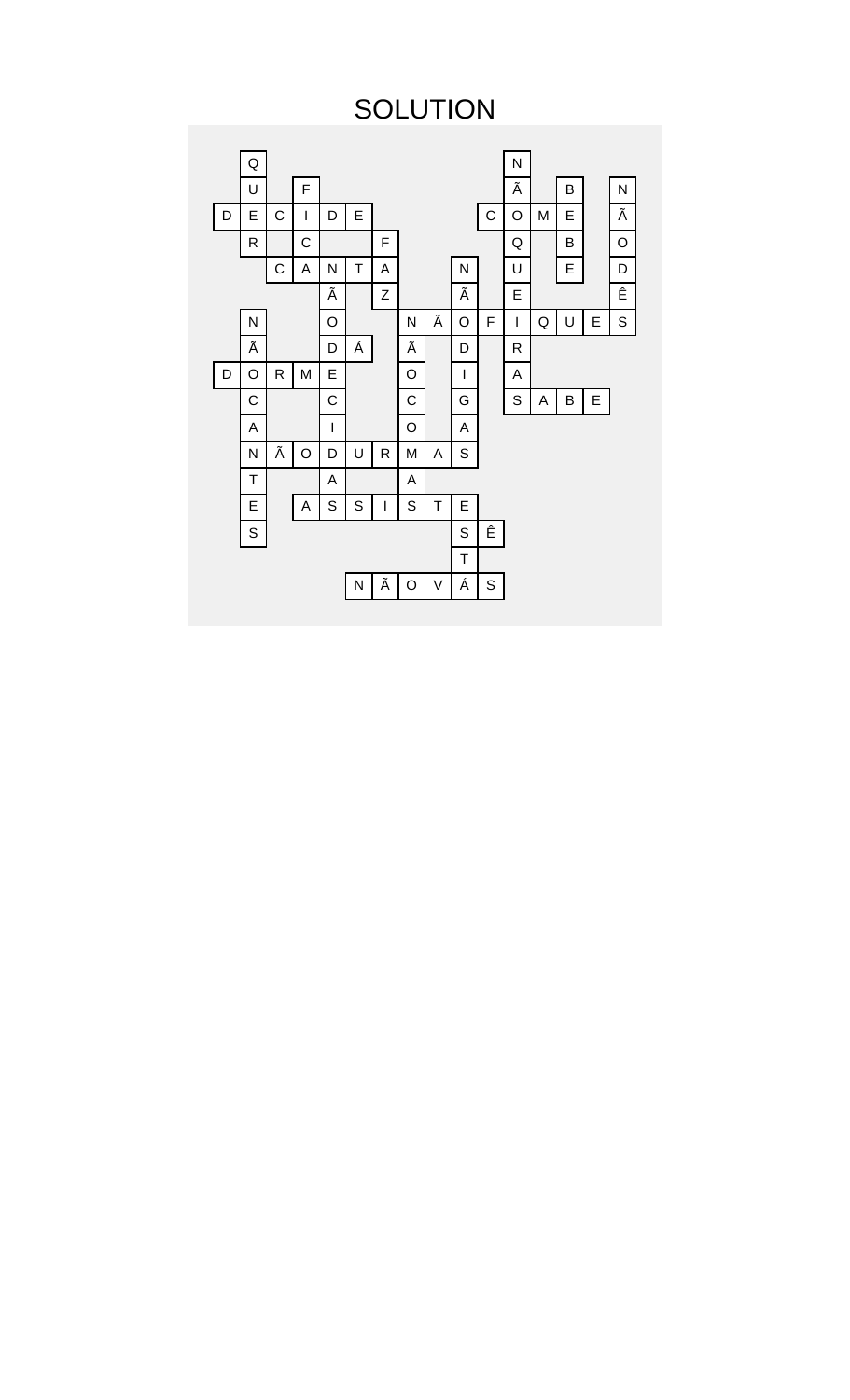# SOLUTION

| | | | | | | | | | | | | | | | |
|---|---|---|---|---|---|---|---|---|---|---|---|---|---|---|---|
| | Q | | | | | | | | | | N | | | | |
| | U | | F | | | | | | | | Ã | | B | | N |
| D | E | C | I | D | E | | | | | C | O | M | E | | Ã |
| | R | | C | | | F | | | | | Q | | B | | O |
| | | C | A | N | T | A | | | N | | U | | E | | D |
| | | | | Ã | | Z | | | Ã | | E | | | | Ê |
| | N | | | O | | | N | Ã | O | F | I | Q | U | E | S |
| | Ã | | | D | Á | | Ã | | D | | R | | | | |
| D | O | R | M | E | | | O | | I | | A | | | | |
| | C | | | C | | | C | | G | | S | A | B | E | |
| | A | | | I | | | O | | A | | | | | | |
| | N | Ã | O | D | U | R | M | A | S | | | | | | |
| | T | | | A | | | A | | | | | | | | |
| | E | | A | S | S | I | S | T | E | | | | | | |
| | S | | | | | | | | S | Ê | | | | | |
| | | | | | | | | | T | | | | | | |
| | | | | | N | Ã | O | V | Á | S | | | | | |